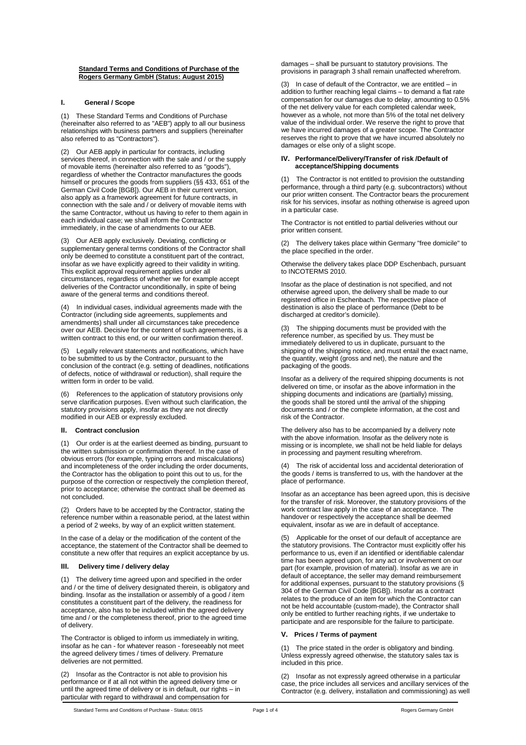**Standard Terms and Conditions of Purchase of the Rogers Germany GmbH (Status: August 2015)**

## I. General / Scope

(1) These Standard Terms and Conditions of Purchase (hereinafter also referred to as "AEB") apply to all our business relationships with business partners and suppliers (hereinafter also referred to as "Contractors").

(2) Our AEB apply in particular for contracts, including services thereof, in connection with the sale and / or the supply of movable items (hereinafter also referred to as "goods"), regardless of whether the Contractor manufactures the goods himself or procures the goods from suppliers (§§ 433, 651 of the German Civil Code [BGB]). Our AEB in their current version, also apply as a framework agreement for future contracts, in connection with the sale and / or delivery of movable items with the same Contractor, without us having to refer to them again in each individual case; we shall inform the Contractor immediately, in the case of amendments to our AEB.

(3) Our AEB apply exclusively. Deviating, conflicting or supplementary general terms conditions of the Contractor shall only be deemed to constitute a constituent part of the contract, insofar as we have explicitly agreed to their validity in writing. This explicit approval requirement applies under all circumstances, regardless of whether we for example accept deliveries of the Contractor unconditionally, in spite of being aware of the general terms and conditions thereof.

(4) In individual cases, individual agreements made with the Contractor (including side agreements, supplements and amendments) shall under all circumstances take precedence over our AEB. Decisive for the content of such agreements, is a written contract to this end, or our written confirmation thereof.

(5) Legally relevant statements and notifications, which have to be submitted to us by the Contractor, pursuant to the conclusion of the contract (e.g. setting of deadlines, notifications of defects, notice of withdrawal or reduction), shall require the written form in order to be valid.

(6) References to the application of statutory provisions only serve clarification purposes. Even without such clarification, the statutory provisions apply, insofar as they are not directly modified in our AEB or expressly excluded.

## II. Contract conclusion

(1) Our order is at the earliest deemed as binding, pursuant to the written submission or confirmation thereof. In the case of obvious errors (for example, typing errors and miscalculations) and incompleteness of the order including the order documents, the Contractor has the obligation to point this out to us, for the purpose of the correction or respectively the completion thereof, prior to acceptance; otherwise the contract shall be deemed as not concluded.

(2) Orders have to be accepted by the Contractor, stating the reference number within a reasonable period, at the latest within a period of 2 weeks, by way of an explicit written statement.

In the case of a delay or the modification of the content of the acceptance, the statement of the Contractor shall be deemed to constitute a new offer that requires an explicit acceptance by us.

## III. Delivery time / delivery delay

(1) The delivery time agreed upon and specified in the order and / or the time of delivery designated therein, is obligatory and binding. Insofar as the installation or assembly of a good / item constitutes a constituent part of the delivery, the readiness for acceptance, also has to be included within the agreed delivery time and / or the completeness thereof, prior to the agreed time of delivery.

The Contractor is obliged to inform us immediately in writing, insofar as he can - for whatever reason - foreseeably not meet the agreed delivery times / times of delivery. Premature deliveries are not permitted.

(2) Insofar as the Contractor is not able to provision his performance or if at all not within the agreed delivery time or until the agreed time of delivery or is in default, our rights – in particular with regard to withdrawal and compensation for damages – shall be pursuant to statutory provisions. The provisions in paragraph 3 shall remain unaffected wherefrom.

(3) In case of default of the Contractor, we are entitled – in addition to further reaching legal claims – to demand a flat rate compensation for our damages due to delay, amounting to 0.5% of the net delivery value for each completed calendar week, however as a whole, not more than 5% of the total net delivery value of the individual order. We reserve the right to prove that we have incurred damages of a greater scope. The Contractor reserves the right to prove that we have incurred absolutely no damages or else only of a slight scope.

## IV. Performance/Delivery/Transfer of risk /Default of acceptance/Shipping documents

(1) The Contractor is not entitled to provision the outstanding performance, through a third party (e.g. subcontractors) without our prior written consent. The Contractor bears the procurement risk for his services, insofar as nothing otherwise is agreed upon in a particular case.

The Contractor is not entitled to partial deliveries without our prior written consent.

(2) The delivery takes place within Germany "free domicile" to the place specified in the order.

Otherwise the delivery takes place DDP Eschenbach, pursuant to INCOTERMS 2010.

Insofar as the place of destination is not specified, and not otherwise agreed upon, the delivery shall be made to our registered office in Eschenbach. The respective place of destination is also the place of performance (Debt to be discharged at creditor's domicile).

(3) The shipping documents must be provided with the reference number, as specified by us. They must be immediately delivered to us in duplicate, pursuant to the shipping of the shipping notice, and must entail the exact name, the quantity, weight (gross and net), the nature and the packaging of the goods.

Insofar as a delivery of the required shipping documents is not delivered on time, or insofar as the above information in the shipping documents and indications are (partially) missing, the goods shall be stored until the arrival of the shipping documents and / or the complete information, at the cost and risk of the Contractor.

The delivery also has to be accompanied by a delivery note with the above information. Insofar as the delivery note is missing or is incomplete, we shall not be held liable for delays in processing and payment resulting wherefrom.

(4) The risk of accidental loss and accidental deterioration of the goods / items is transferred to us, with the handover at the place of performance.

Insofar as an acceptance has been agreed upon, this is decisive for the transfer of risk. Moreover, the statutory provisions of the work contract law apply in the case of an acceptance. The handover or respectively the acceptance shall be deemed equivalent, insofar as we are in default of acceptance.

(5) Applicable for the onset of our default of acceptance are the statutory provisions. The Contractor must explicitly offer his performance to us, even if an identified or identifiable calendar time has been agreed upon, for any act or involvement on our part (for example, provision of material). Insofar as we are in default of acceptance, the seller may demand reimbursement for additional expenses, pursuant to the statutory provisions (§ 304 of the German Civil Code [BGB]). Insofar as a contract relates to the produce of an item for which the Contractor can not be held accountable (custom-made), the Contractor shall only be entitled to further reaching rights, if we undertake to participate and are responsible for the failure to participate.

## V. Prices / Terms of payment

(1) The price stated in the order is obligatory and binding. Unless expressly agreed otherwise, the statutory sales tax is included in this price.

(2) Insofar as not expressly agreed otherwise in a particular case, the price includes all services and ancillary services of the Contractor (e.g. delivery, installation and commissioning) as well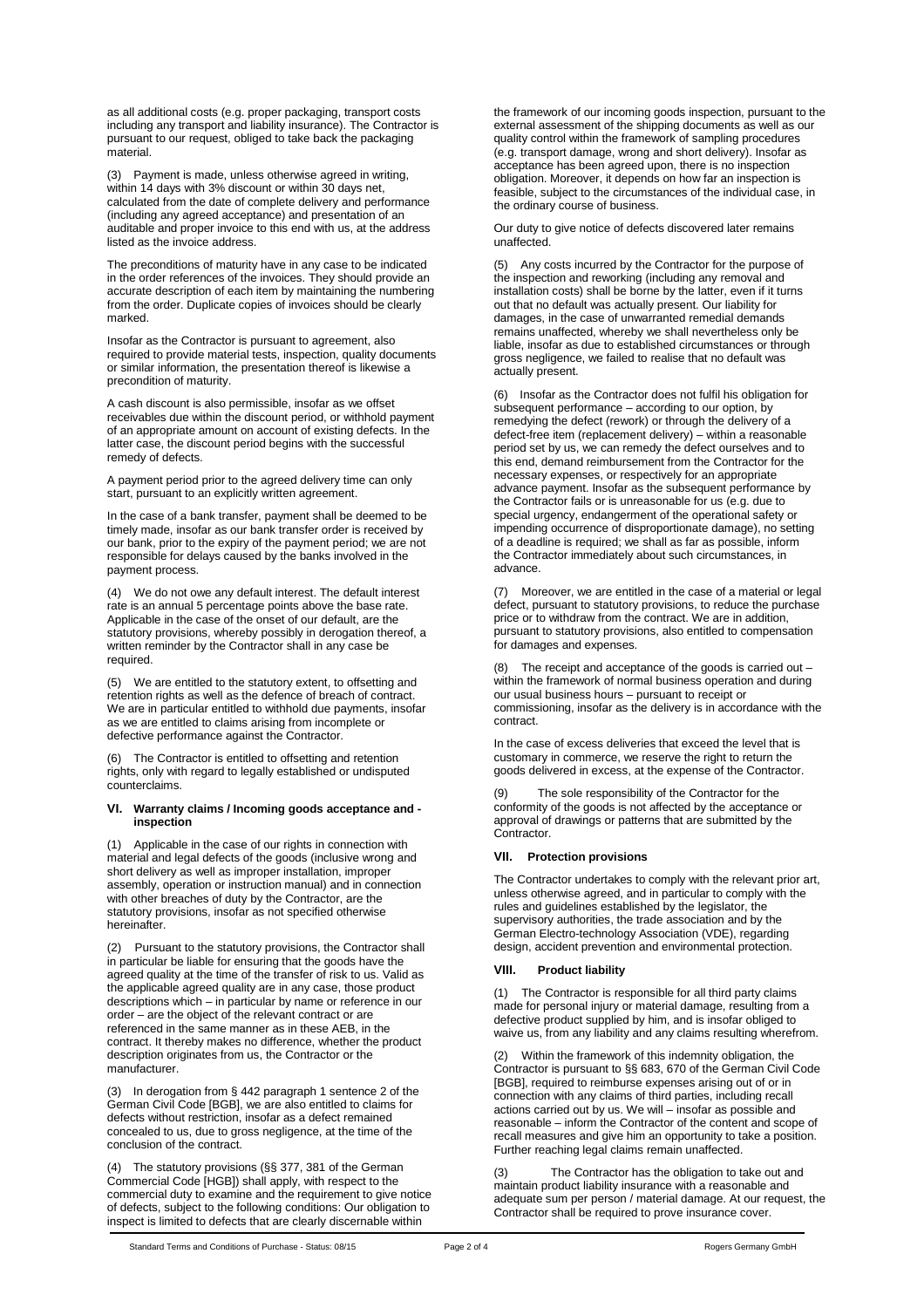as all additional costs (e.g. proper packaging, transport costs including any transport and liability insurance). The Contractor is pursuant to our request, obliged to take back the packaging material.

(3) Payment is made, unless otherwise agreed in writing, within 14 days with 3% discount or within 30 days net, calculated from the date of complete delivery and performance (including any agreed acceptance) and presentation of an auditable and proper invoice to this end with us, at the address listed as the invoice address.

The preconditions of maturity have in any case to be indicated in the order references of the invoices. They should provide an accurate description of each item by maintaining the numbering from the order. Duplicate copies of invoices should be clearly marked.

Insofar as the Contractor is pursuant to agreement, also required to provide material tests, inspection, quality documents or similar information, the presentation thereof is likewise a precondition of maturity.

A cash discount is also permissible, insofar as we offset receivables due within the discount period, or withhold payment of an appropriate amount on account of existing defects. In the latter case, the discount period begins with the successful remedy of defects.

A payment period prior to the agreed delivery time can only start, pursuant to an explicitly written agreement.

In the case of a bank transfer, payment shall be deemed to be timely made, insofar as our bank transfer order is received by our bank, prior to the expiry of the payment period; we are not responsible for delays caused by the banks involved in the payment process.

(4) We do not owe any default interest. The default interest rate is an annual 5 percentage points above the base rate. Applicable in the case of the onset of our default, are the statutory provisions, whereby possibly in derogation thereof, a written reminder by the Contractor shall in any case be required.

(5) We are entitled to the statutory extent, to offsetting and retention rights as well as the defence of breach of contract. We are in particular entitled to withhold due payments, insofar as we are entitled to claims arising from incomplete or defective performance against the Contractor.

(6) The Contractor is entitled to offsetting and retention rights, only with regard to legally established or undisputed counterclaims.

## VI. Warranty claims / Incoming goods acceptance and -inspection

(1) Applicable in the case of our rights in connection with material and legal defects of the goods (inclusive wrong and short delivery as well as improper installation, improper assembly, operation or instruction manual) and in connection with other breaches of duty by the Contractor, are the statutory provisions, insofar as not specified otherwise hereinafter.

(2) Pursuant to the statutory provisions, the Contractor shall in particular be liable for ensuring that the goods have the agreed quality at the time of the transfer of risk to us. Valid as the applicable agreed quality are in any case, those product descriptions which – in particular by name or reference in our order – are the object of the relevant contract or are referenced in the same manner as in these AEB, in the contract. It thereby makes no difference, whether the product description originates from us, the Contractor or the manufacturer.

(3) In derogation from § 442 paragraph 1 sentence 2 of the German Civil Code [BGB], we are also entitled to claims for defects without restriction, insofar as a defect remained concealed to us, due to gross negligence, at the time of the conclusion of the contract.

(4) The statutory provisions (§§ 377, 381 of the German Commercial Code [HGB]) shall apply, with respect to the commercial duty to examine and the requirement to give notice of defects, subject to the following conditions: Our obligation to inspect is limited to defects that are clearly discernable within the framework of our incoming goods inspection, pursuant to the external assessment of the shipping documents as well as our quality control within the framework of sampling procedures (e.g. transport damage, wrong and short delivery). Insofar as acceptance has been agreed upon, there is no inspection obligation. Moreover, it depends on how far an inspection is feasible, subject to the circumstances of the individual case, in the ordinary course of business.

Our duty to give notice of defects discovered later remains unaffected.

(5) Any costs incurred by the Contractor for the purpose of the inspection and reworking (including any removal and installation costs) shall be borne by the latter, even if it turns out that no default was actually present. Our liability for damages, in the case of unwarranted remedial demands remains unaffected, whereby we shall nevertheless only be liable, insofar as due to established circumstances or through gross negligence, we failed to realise that no default was actually present.

(6) Insofar as the Contractor does not fulfil his obligation for subsequent performance – according to our option, by remedying the defect (rework) or through the delivery of a defect-free item (replacement delivery) – within a reasonable period set by us, we can remedy the defect ourselves and to this end, demand reimbursement from the Contractor for the necessary expenses, or respectively for an appropriate advance payment. Insofar as the subsequent performance by the Contractor fails or is unreasonable for us (e.g. due to special urgency, endangerment of the operational safety or impending occurrence of disproportionate damage), no setting of a deadline is required; we shall as far as possible, inform the Contractor immediately about such circumstances, in advance.

(7) Moreover, we are entitled in the case of a material or legal defect, pursuant to statutory provisions, to reduce the purchase price or to withdraw from the contract. We are in addition, pursuant to statutory provisions, also entitled to compensation for damages and expenses.

(8) The receipt and acceptance of the goods is carried out – within the framework of normal business operation and during our usual business hours – pursuant to receipt or commissioning, insofar as the delivery is in accordance with the contract.

In the case of excess deliveries that exceed the level that is customary in commerce, we reserve the right to return the goods delivered in excess, at the expense of the Contractor.

(9) The sole responsibility of the Contractor for the conformity of the goods is not affected by the acceptance or approval of drawings or patterns that are submitted by the Contractor.

## VII. Protection provisions

The Contractor undertakes to comply with the relevant prior art, unless otherwise agreed, and in particular to comply with the rules and guidelines established by the legislator, the supervisory authorities, the trade association and by the German Electro-technology Association (VDE), regarding design, accident prevention and environmental protection.

## VIII. Product liability

(1) The Contractor is responsible for all third party claims made for personal injury or material damage, resulting from a defective product supplied by him, and is insofar obliged to waive us, from any liability and any claims resulting wherefrom.

(2) Within the framework of this indemnity obligation, the Contractor is pursuant to §§ 683, 670 of the German Civil Code [BGB], required to reimburse expenses arising out of or in connection with any claims of third parties, including recall actions carried out by us. We will – insofar as possible and reasonable – inform the Contractor of the content and scope of recall measures and give him an opportunity to take a position. Further reaching legal claims remain unaffected.

(3) The Contractor has the obligation to take out and maintain product liability insurance with a reasonable and adequate sum per person / material damage. At our request, the Contractor shall be required to prove insurance cover.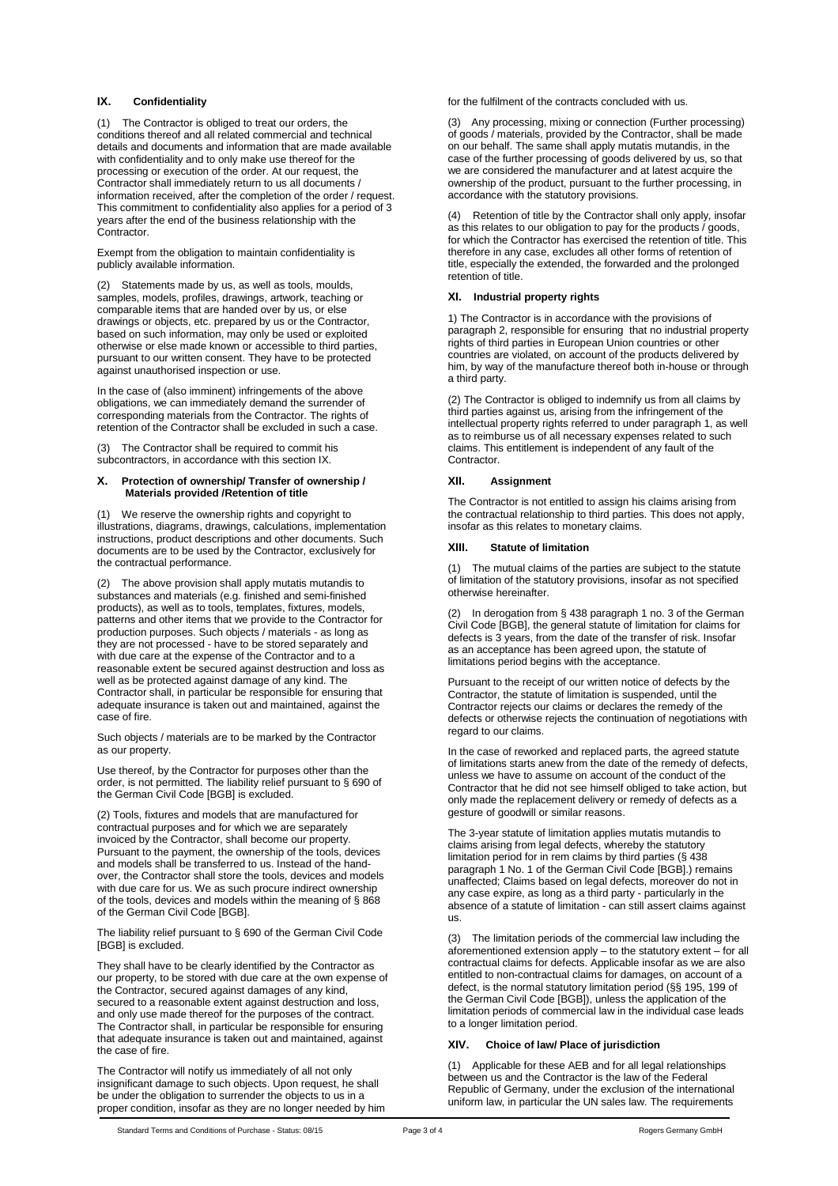## IX. Confidentiality

(1) The Contractor is obliged to treat our orders, the conditions thereof and all related commercial and technical details and documents and information that are made available with confidentiality and to only make use thereof for the processing or execution of the order. At our request, the Contractor shall immediately return to us all documents / information received, after the completion of the order / request. This commitment to confidentiality also applies for a period of 3 years after the end of the business relationship with the Contractor.

Exempt from the obligation to maintain confidentiality is publicly available information.

(2) Statements made by us, as well as tools, moulds, samples, models, profiles, drawings, artwork, teaching or comparable items that are handed over by us, or else drawings or objects, etc. prepared by us or the Contractor, based on such information, may only be used or exploited otherwise or else made known or accessible to third parties, pursuant to our written consent. They have to be protected against unauthorised inspection or use.

In the case of (also imminent) infringements of the above obligations, we can immediately demand the surrender of corresponding materials from the Contractor. The rights of retention of the Contractor shall be excluded in such a case.

(3) The Contractor shall be required to commit his subcontractors, in accordance with this section IX.

## X. Protection of ownership/ Transfer of ownership / Materials provided /Retention of title

(1) We reserve the ownership rights and copyright to illustrations, diagrams, drawings, calculations, implementation instructions, product descriptions and other documents. Such documents are to be used by the Contractor, exclusively for the contractual performance.

(2) The above provision shall apply mutatis mutandis to substances and materials (e.g. finished and semi-finished products), as well as to tools, templates, fixtures, models, patterns and other items that we provide to the Contractor for production purposes. Such objects / materials - as long as they are not processed - have to be stored separately and with due care at the expense of the Contractor and to a reasonable extent be secured against destruction and loss as well as be protected against damage of any kind. The Contractor shall, in particular be responsible for ensuring that adequate insurance is taken out and maintained, against the case of fire.

Such objects / materials are to be marked by the Contractor as our property.

Use thereof, by the Contractor for purposes other than the order, is not permitted. The liability relief pursuant to § 690 of the German Civil Code [BGB] is excluded.

(2) Tools, fixtures and models that are manufactured for contractual purposes and for which we are separately invoiced by the Contractor, shall become our property. Pursuant to the payment, the ownership of the tools, devices and models shall be transferred to us. Instead of the hand-over, the Contractor shall store the tools, devices and models with due care for us. We as such procure indirect ownership of the tools, devices and models within the meaning of § 868 of the German Civil Code [BGB].

The liability relief pursuant to § 690 of the German Civil Code [BGB] is excluded.

They shall have to be clearly identified by the Contractor as our property, to be stored with due care at the own expense of the Contractor, secured against damages of any kind, secured to a reasonable extent against destruction and loss, and only use made thereof for the purposes of the contract. The Contractor shall, in particular be responsible for ensuring that adequate insurance is taken out and maintained, against the case of fire.

The Contractor will notify us immediately of all not only insignificant damage to such objects. Upon request, he shall be under the obligation to surrender the objects to us in a proper condition, insofar as they are no longer needed by him for the fulfilment of the contracts concluded with us.

(3) Any processing, mixing or connection (Further processing) of goods / materials, provided by the Contractor, shall be made on our behalf. The same shall apply mutatis mutandis, in the case of the further processing of goods delivered by us, so that we are considered the manufacturer and at latest acquire the ownership of the product, pursuant to the further processing, in accordance with the statutory provisions.

(4) Retention of title by the Contractor shall only apply, insofar as this relates to our obligation to pay for the products / goods, for which the Contractor has exercised the retention of title. This therefore in any case, excludes all other forms of retention of title, especially the extended, the forwarded and the prolonged retention of title.

## XI. Industrial property rights

1) The Contractor is in accordance with the provisions of paragraph 2, responsible for ensuring that no industrial property rights of third parties in European Union countries or other countries are violated, on account of the products delivered by him, by way of the manufacture thereof both in-house or through a third party.

(2) The Contractor is obliged to indemnify us from all claims by third parties against us, arising from the infringement of the intellectual property rights referred to under paragraph 1, as well as to reimburse us of all necessary expenses related to such claims. This entitlement is independent of any fault of the Contractor.

## XII. Assignment

The Contractor is not entitled to assign his claims arising from the contractual relationship to third parties. This does not apply, insofar as this relates to monetary claims.

## XIII. Statute of limitation

(1) The mutual claims of the parties are subject to the statute of limitation of the statutory provisions, insofar as not specified otherwise hereinafter.

(2) In derogation from § 438 paragraph 1 no. 3 of the German Civil Code [BGB], the general statute of limitation for claims for defects is 3 years, from the date of the transfer of risk. Insofar as an acceptance has been agreed upon, the statute of limitations period begins with the acceptance.

Pursuant to the receipt of our written notice of defects by the Contractor, the statute of limitation is suspended, until the Contractor rejects our claims or declares the remedy of the defects or otherwise rejects the continuation of negotiations with regard to our claims.

In the case of reworked and replaced parts, the agreed statute of limitations starts anew from the date of the remedy of defects, unless we have to assume on account of the conduct of the Contractor that he did not see himself obliged to take action, but only made the replacement delivery or remedy of defects as a gesture of goodwill or similar reasons.

The 3-year statute of limitation applies mutatis mutandis to claims arising from legal defects, whereby the statutory limitation period for in rem claims by third parties (§ 438 paragraph 1 No. 1 of the German Civil Code [BGB].) remains unaffected; Claims based on legal defects, moreover do not in any case expire, as long as a third party - particularly in the absence of a statute of limitation - can still assert claims against us.

(3) The limitation periods of the commercial law including the aforementioned extension apply – to the statutory extent – for all contractual claims for defects. Applicable insofar as we are also entitled to non-contractual claims for damages, on account of a defect, is the normal statutory limitation period (§§ 195, 199 of the German Civil Code [BGB]), unless the application of the limitation periods of commercial law in the individual case leads to a longer limitation period.

## XIV. Choice of law/ Place of jurisdiction

(1) Applicable for these AEB and for all legal relationships between us and the Contractor is the law of the Federal Republic of Germany, under the exclusion of the international uniform law, in particular the UN sales law. The requirements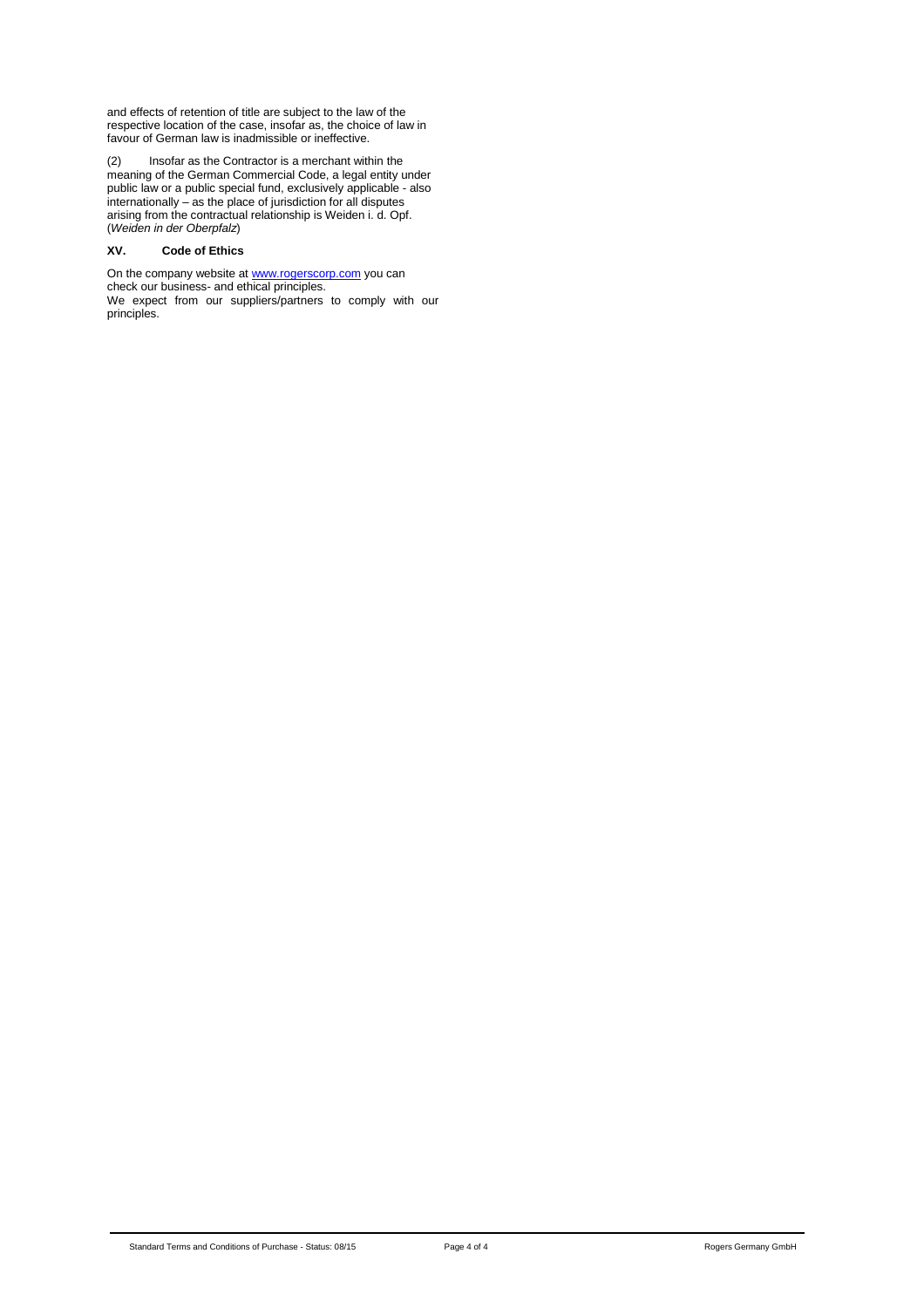and effects of retention of title are subject to the law of the respective location of the case, insofar as, the choice of law in favour of German law is inadmissible or ineffective.

(2) Insofar as the Contractor is a merchant within the meaning of the German Commercial Code, a legal entity under public law or a public special fund, exclusively applicable - also internationally – as the place of jurisdiction for all disputes arising from the contractual relationship is Weiden i. d. Opf. (*Weiden in der Oberpfalz*)

### XV. Code of Ethics

On the company website at www.rogerscorp.com you can check our business- and ethical principles.
We expect from our suppliers/partners to comply with our principles.